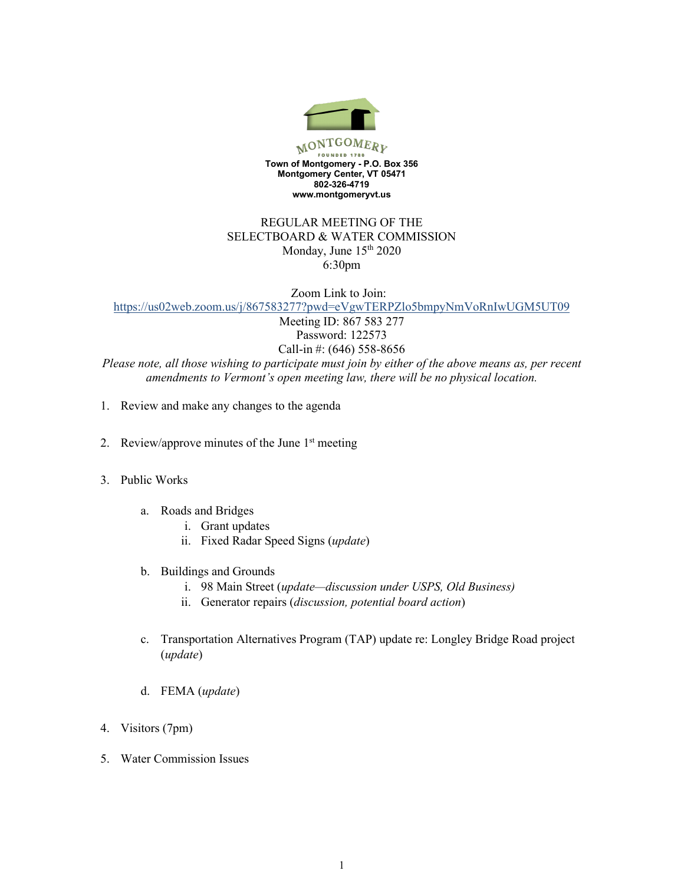MONTGOMERY
FOUNDED 1789

**Town of Montgomery - P.O. Box 356**
**Montgomery Center, VT 05471**
**802-326-4719**
**www.montgomeryvt.us**

REGULAR MEETING OF THE
SELECTBOARD & WATER COMMISSION
Monday, June 15th 2020
6:30pm

Zoom Link to Join:
https://us02web.zoom.us/j/867583277?pwd=eVgwTERPZlo5bmpyNmVoRnIwUGM5UT09
Meeting ID: 867 583 277
Password: 122573
Call-in #: (646) 558-8656

*Please note, all those wishing to participate must join by either of the above means as, per recent amendments to Vermont's open meeting law, there will be no physical location.*

1. Review and make any changes to the agenda

2. Review/approve minutes of the June 1st meeting

3. Public Works

   a. Roads and Bridges
      i. Grant updates
      ii. Fixed Radar Speed Signs (*update*)

   b. Buildings and Grounds
      i. 98 Main Street (*update—discussion under USPS, Old Business)*
      ii. Generator repairs (*discussion, potential board action*)

   c. Transportation Alternatives Program (TAP) update re: Longley Bridge Road project (*update*)

   d. FEMA (*update*)

4. Visitors (7pm)

5. Water Commission Issues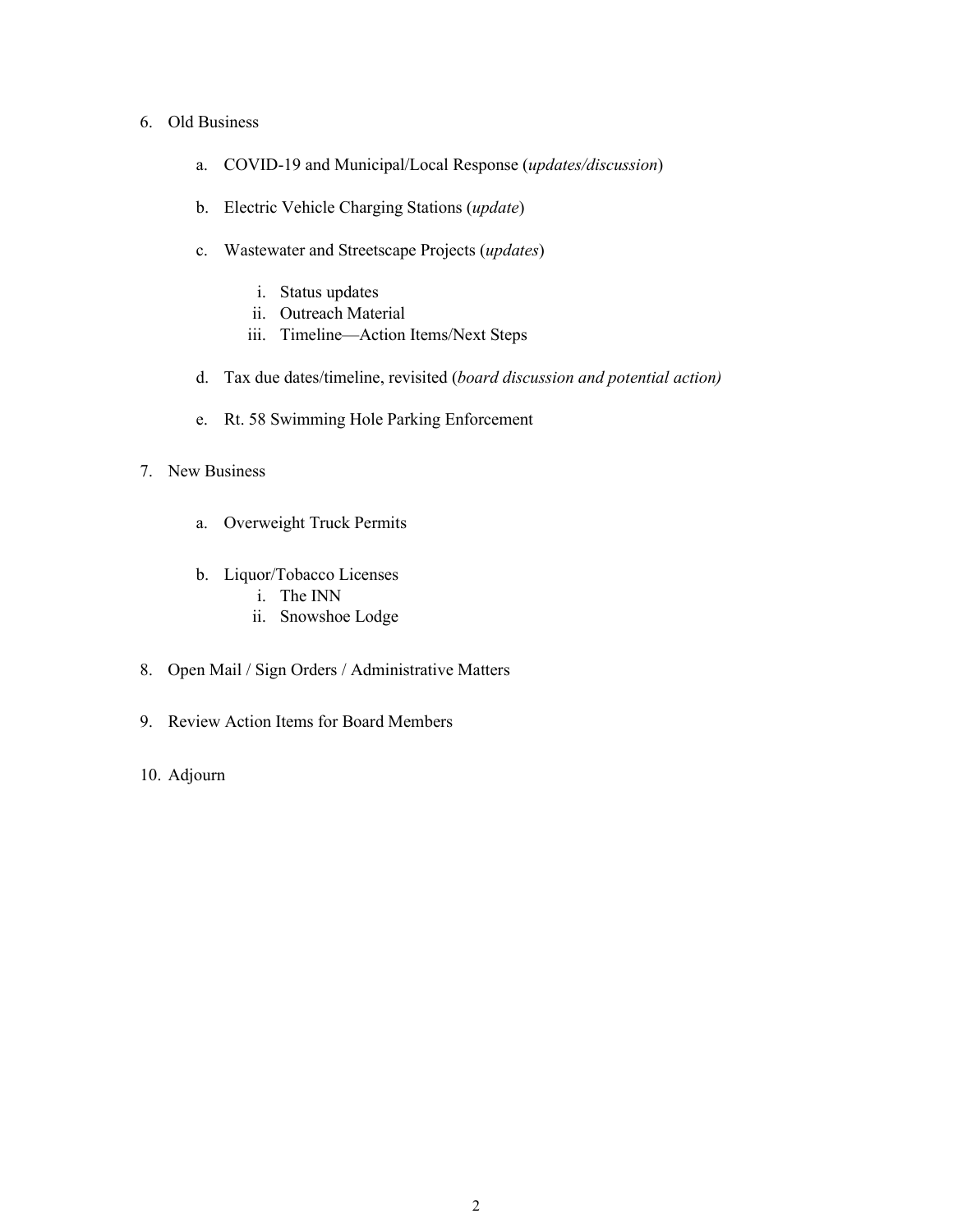6. Old Business

   a. COVID-19 and Municipal/Local Response (*updates/discussion*)

   b. Electric Vehicle Charging Stations (*update*)

   c. Wastewater and Streetscape Projects (*updates*)

      i. Status updates
      ii. Outreach Material
      iii. Timeline—Action Items/Next Steps

   d. Tax due dates/timeline, revisited (*board discussion and potential action)*

   e. Rt. 58 Swimming Hole Parking Enforcement

7. New Business

   a. Overweight Truck Permits

   b. Liquor/Tobacco Licenses
      i. The INN
      ii. Snowshoe Lodge

8. Open Mail / Sign Orders / Administrative Matters

9. Review Action Items for Board Members

10. Adjourn